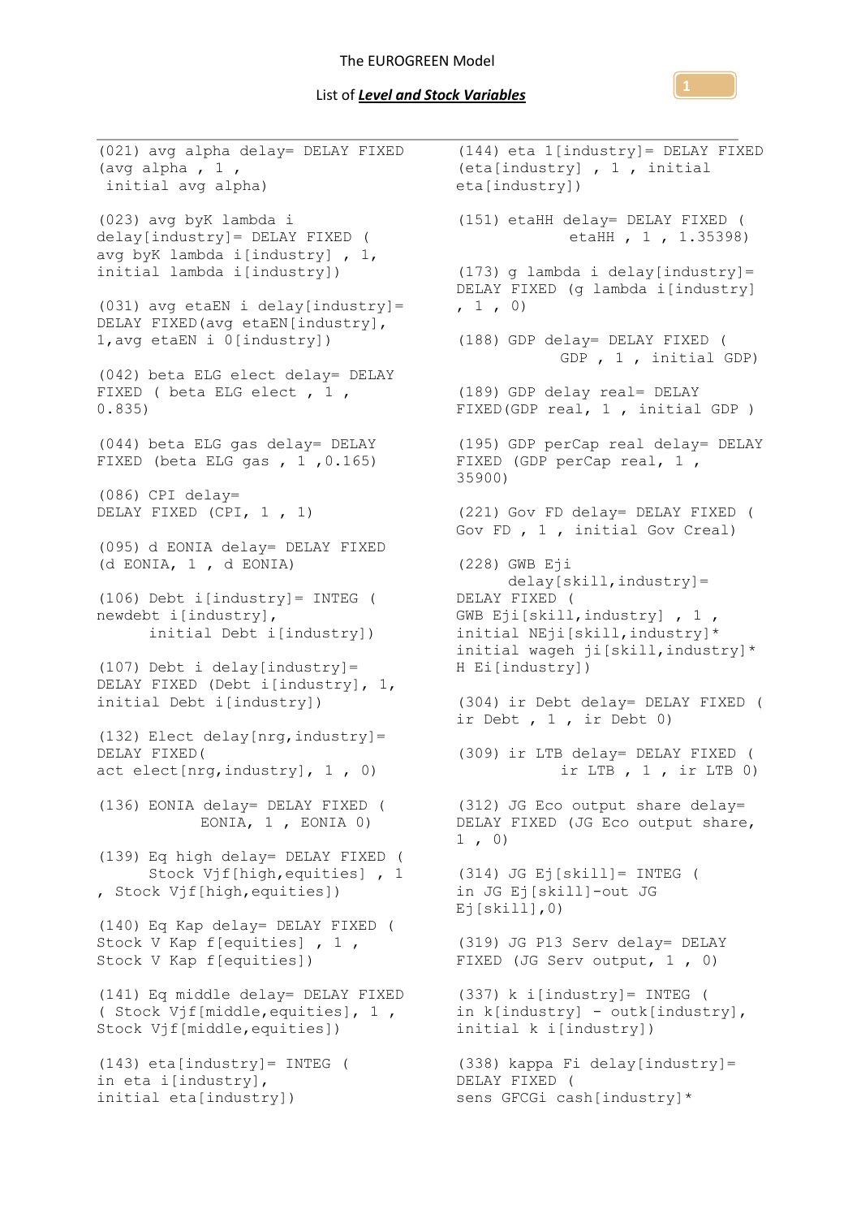The EUROGREEN Model

List of ***Level and Stock Variables***

```
(021) avg alpha delay= DELAY FIXED
(avg alpha , 1 ,
 initial avg alpha)

(023) avg byK lambda i
delay[industry]= DELAY FIXED (
avg byK lambda i[industry] , 1,
initial lambda i[industry])

(031) avg etaEN i delay[industry]=
DELAY FIXED(avg etaEN[industry],
1,avg etaEN i 0[industry])

(042) beta ELG elect delay= DELAY
FIXED ( beta ELG elect , 1 ,
0.835)

(044) beta ELG gas delay= DELAY
FIXED (beta ELG gas , 1 ,0.165)

(086) CPI delay=
DELAY FIXED (CPI, 1 , 1)

(095) d EONIA delay= DELAY FIXED
(d EONIA, 1 , d EONIA)

(106) Debt i[industry]= INTEG (
newdebt i[industry],
      initial Debt i[industry])

(107) Debt i delay[industry]=
DELAY FIXED (Debt i[industry], 1,
initial Debt i[industry])

(132) Elect delay[nrg,industry]=
DELAY FIXED(
act elect[nrg,industry], 1 , 0)

(136) EONIA delay= DELAY FIXED (
             EONIA, 1 , EONIA 0)

(139) Eq high delay= DELAY FIXED (
      Stock Vjf[high,equities] , 1
, Stock Vjf[high,equities])

(140) Eq Kap delay= DELAY FIXED (
Stock V Kap f[equities] , 1 ,
Stock V Kap f[equities])

(141) Eq middle delay= DELAY FIXED
( Stock Vjf[middle,equities], 1 ,
Stock Vjf[middle,equities])

(143) eta[industry]= INTEG (
in eta i[industry],
initial eta[industry])

(144) eta 1[industry]= DELAY FIXED
(eta[industry] , 1 , initial
eta[industry])

(151) etaHH delay= DELAY FIXED (
              etaHH , 1 , 1.35398)

(173) g lambda i delay[industry]=
DELAY FIXED (g lambda i[industry]
, 1 , 0)

(188) GDP delay= DELAY FIXED (
             GDP , 1 , initial GDP)

(189) GDP delay real= DELAY
FIXED(GDP real, 1 , initial GDP )

(195) GDP perCap real delay= DELAY
FIXED (GDP perCap real, 1 ,
35900)

(221) Gov FD delay= DELAY FIXED (
Gov FD , 1 , initial Gov Creal)

(228) GWB Eji
       delay[skill,industry]=
DELAY FIXED (
GWB Eji[skill,industry] , 1 ,
initial NEji[skill,industry]*
initial wageh ji[skill,industry]*
H Ei[industry])

(304) ir Debt delay= DELAY FIXED (
ir Debt , 1 , ir Debt 0)

(309) ir LTB delay= DELAY FIXED (
             ir LTB , 1 , ir LTB 0)

(312) JG Eco output share delay=
DELAY FIXED (JG Eco output share,
1 , 0)

(314) JG Ej[skill]= INTEG (
in JG Ej[skill]-out JG
Ej[skill],0)

(319) JG P13 Serv delay= DELAY
FIXED (JG Serv output, 1 , 0)

(337) k i[industry]= INTEG (
in k[industry] - outk[industry],
initial k i[industry])

(338) kappa Fi delay[industry]=
DELAY FIXED (
sens GFCGi cash[industry]*
```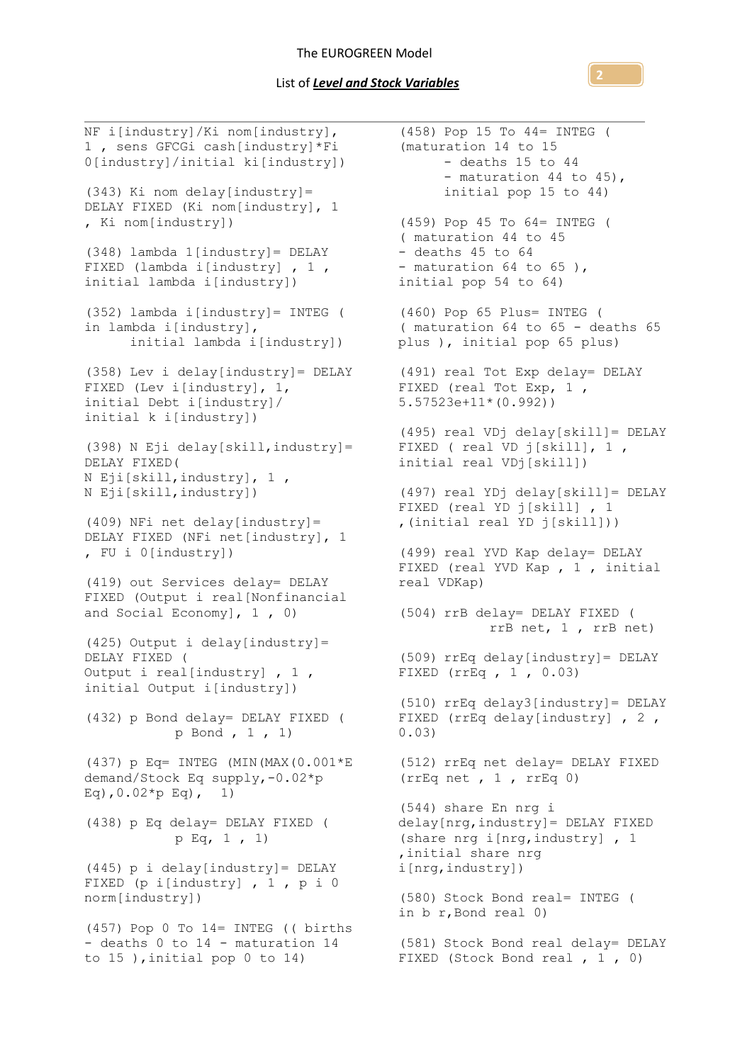```
NF i[industry]/Ki nom[industry],
1 , sens GFCGi cash[industry]*Fi
0[industry]/initial ki[industry])

(343) Ki nom delay[industry]=
DELAY FIXED (Ki nom[industry], 1
, Ki nom[industry])

(348) lambda 1[industry]= DELAY
FIXED (lambda i[industry] , 1 ,
initial lambda i[industry])

(352) lambda i[industry]= INTEG (
in lambda i[industry],
      initial lambda i[industry])

(358) Lev i delay[industry]= DELAY
FIXED (Lev i[industry], 1,
initial Debt i[industry]/
initial k i[industry])

(398) N Eji delay[skill,industry]=
DELAY FIXED(
N Eji[skill,industry], 1 ,
N Eji[skill,industry])

(409) NFi net delay[industry]=
DELAY FIXED (NFi net[industry], 1
, FU i 0[industry])

(419) out Services delay= DELAY
FIXED (Output i real[Nonfinancial
and Social Economy], 1 , 0)

(425) Output i delay[industry]=
DELAY FIXED (
Output i real[industry] , 1 ,
initial Output i[industry])

(432) p Bond delay= DELAY FIXED (
            p Bond , 1 , 1)

(437) p Eq= INTEG (MIN(MAX(0.001*E
demand/Stock Eq supply,-0.02*p
Eq),0.02*p Eq),   1)

(438) p Eq delay= DELAY FIXED (
            p Eq, 1 , 1)

(445) p i delay[industry]= DELAY
FIXED (p i[industry] , 1 , p i 0
norm[industry])

(457) Pop 0 To 14= INTEG (( births
- deaths 0 to 14 - maturation 14
to 15 ),initial pop 0 to 14)

(458) Pop 15 To 44= INTEG (
(maturation 14 to 15
      - deaths 15 to 44
      - maturation 44 to 45),
      initial pop 15 to 44)

(459) Pop 45 To 64= INTEG (
( maturation 44 to 45
- deaths 45 to 64
- maturation 64 to 65 ),
initial pop 54 to 64)

(460) Pop 65 Plus= INTEG (
( maturation 64 to 65 - deaths 65
plus ), initial pop 65 plus)

(491) real Tot Exp delay= DELAY
FIXED (real Tot Exp, 1 ,
5.57523e+11*(0.992))

(495) real VDj delay[skill]= DELAY
FIXED ( real VD j[skill], 1 ,
initial real VDj[skill])

(497) real YDj delay[skill]= DELAY
FIXED (real YD j[skill] , 1
,(initial real YD j[skill]))

(499) real YVD Kap delay= DELAY
FIXED (real YVD Kap , 1 , initial
real VDKap)

(504) rrB delay= DELAY FIXED (
            rrB net, 1 , rrB net)

(509) rrEq delay[industry]= DELAY
FIXED (rrEq , 1 , 0.03)

(510) rrEq delay3[industry]= DELAY
FIXED (rrEq delay[industry] , 2 ,
0.03)

(512) rrEq net delay= DELAY FIXED
(rrEq net , 1 , rrEq 0)

(544) share En nrg i
delay[nrg,industry]= DELAY FIXED
(share nrg i[nrg,industry] , 1
,initial share nrg
i[nrg,industry])

(580) Stock Bond real= INTEG (
in b r,Bond real 0)

(581) Stock Bond real delay= DELAY
FIXED (Stock Bond real , 1 , 0)
```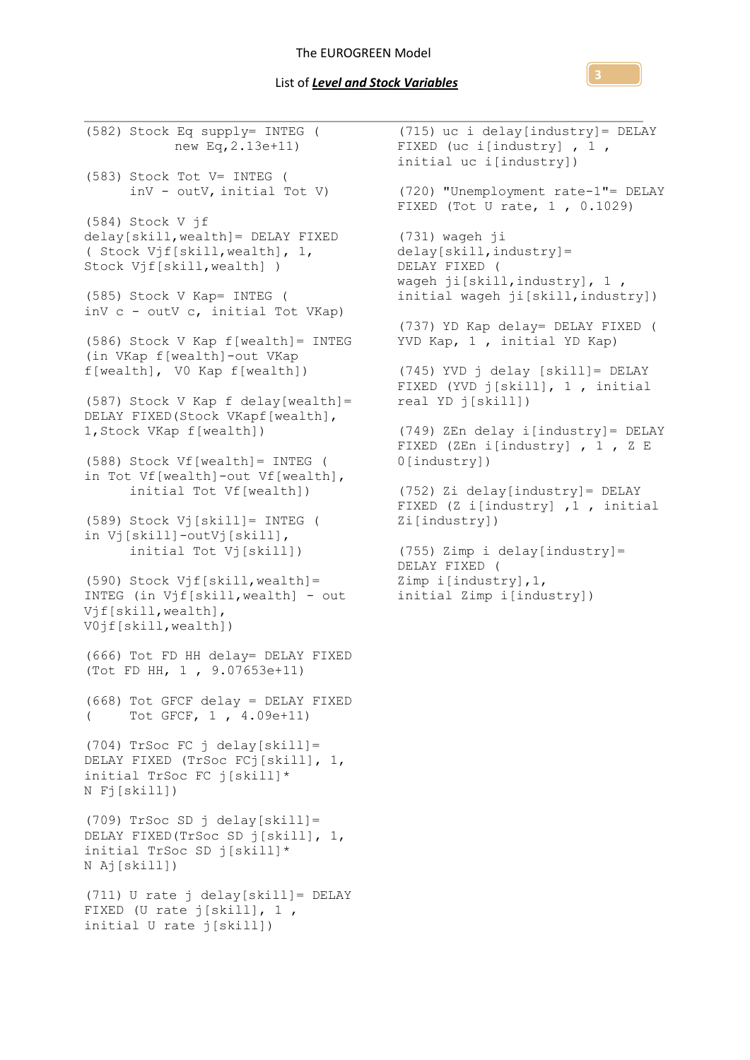List of ***Level and Stock Variables***

```
(582) Stock Eq supply= INTEG (
          new Eq,2.13e+11)

(583) Stock Tot V= INTEG (
     inV - outV, initial Tot V)

(584) Stock V jf
delay[skill,wealth]= DELAY FIXED
( Stock Vjf[skill,wealth], 1,
Stock Vjf[skill,wealth] )

(585) Stock V Kap= INTEG (
inV c - outV c, initial Tot VKap)

(586) Stock V Kap f[wealth]= INTEG
(in VKap f[wealth]-out VKap
f[wealth],  V0 Kap f[wealth])

(587) Stock V Kap f delay[wealth]=
DELAY FIXED(Stock VKapf[wealth],
1,Stock VKap f[wealth])

(588) Stock Vf[wealth]= INTEG (
in Tot Vf[wealth]-out Vf[wealth],
     initial Tot Vf[wealth])

(589) Stock Vj[skill]= INTEG (
in Vj[skill]-outVj[skill],
     initial Tot Vj[skill])

(590) Stock Vjf[skill,wealth]=
INTEG (in Vjf[skill,wealth] - out
Vjf[skill,wealth],
V0jf[skill,wealth])

(666) Tot FD HH delay= DELAY FIXED
(Tot FD HH, 1 , 9.07653e+11)

(668) Tot GFCF delay = DELAY FIXED
(    Tot GFCF, 1 , 4.09e+11)

(704) TrSoc FC j delay[skill]=
DELAY FIXED (TrSoc FCj[skill], 1,
initial TrSoc FC j[skill]*
N Fj[skill])

(709) TrSoc SD j delay[skill]=
DELAY FIXED(TrSoc SD j[skill], 1,
initial TrSoc SD j[skill]*
N Aj[skill])

(711) U rate j delay[skill]= DELAY
FIXED (U rate j[skill], 1 ,
initial U rate j[skill])

(715) uc i delay[industry]= DELAY
FIXED (uc i[industry] , 1 ,
initial uc i[industry])

(720) "Unemployment rate-1"= DELAY
FIXED (Tot U rate, 1 , 0.1029)

(731) wageh ji
delay[skill,industry]=
DELAY FIXED (
wageh ji[skill,industry], 1 ,
initial wageh ji[skill,industry])

(737) YD Kap delay= DELAY FIXED (
YVD Kap, 1 , initial YD Kap)

(745) YVD j delay [skill]= DELAY
FIXED (YVD j[skill], 1 , initial
real YD j[skill])

(749) ZEn delay i[industry]= DELAY
FIXED (ZEn i[industry] , 1 , Z E
0[industry])

(752) Zi delay[industry]= DELAY
FIXED (Z i[industry] ,1 , initial
Zi[industry])

(755) Zimp i delay[industry]=
DELAY FIXED (
Zimp i[industry],1,
initial Zimp i[industry])
```